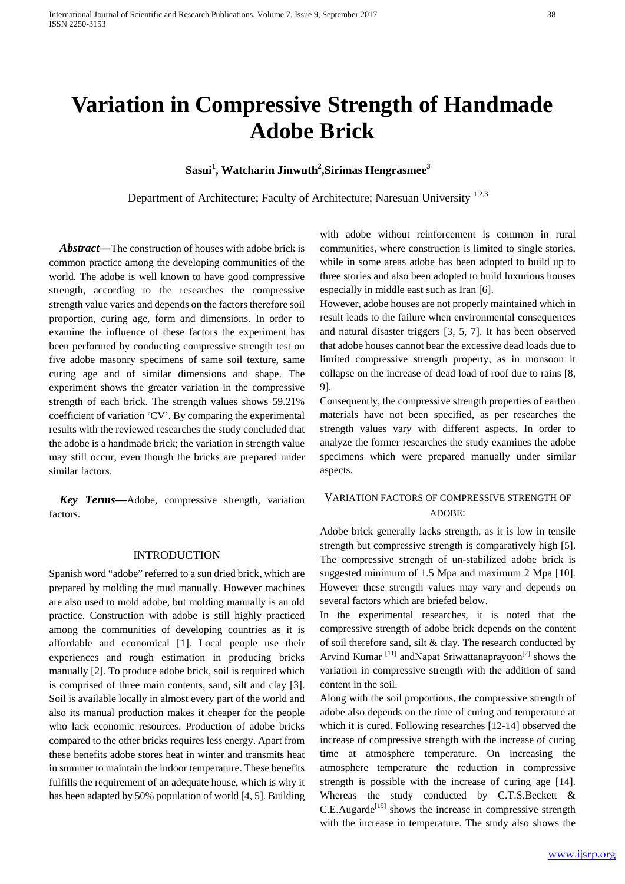# Variation in Compressive Strength of Handmade Adobe Brick

**Sasui[1], Watcharin Jinwuth[2],Sirimas Hengrasmee[3]**

Department of Architecture; Faculty of Architecture; Naresuan University [1,2,3]

***Abstract***—The construction of houses with adobe brick is common practice among the developing communities of the world. The adobe is well known to have good compressive strength, according to the researches the compressive strength value varies and depends on the factors therefore soil proportion, curing age, form and dimensions. In order to examine the influence of these factors the experiment has been performed by conducting compressive strength test on five adobe masonry specimens of same soil texture, same curing age and of similar dimensions and shape. The experiment shows the greater variation in the compressive strength of each brick. The strength values shows 59.21% coefficient of variation 'CV'. By comparing the experimental results with the reviewed researches the study concluded that the adobe is a handmade brick; the variation in strength value may still occur, even though the bricks are prepared under similar factors.

***Key Terms***—Adobe, compressive strength, variation factors.

## INTRODUCTION

Spanish word "adobe" referred to a sun dried brick, which are prepared by molding the mud manually. However machines are also used to mold adobe, but molding manually is an old practice. Construction with adobe is still highly practiced among the communities of developing countries as it is affordable and economical [1]. Local people use their experiences and rough estimation in producing bricks manually [2]. To produce adobe brick, soil is required which is comprised of three main contents, sand, silt and clay [3]. Soil is available locally in almost every part of the world and also its manual production makes it cheaper for the people who lack economic resources. Production of adobe bricks compared to the other bricks requires less energy. Apart from these benefits adobe stores heat in winter and transmits heat in summer to maintain the indoor temperature. These benefits fulfills the requirement of an adequate house, which is why it has been adapted by 50% population of world [4, 5]. Building with adobe without reinforcement is common in rural communities, where construction is limited to single stories, while in some areas adobe has been adopted to build up to three stories and also been adopted to build luxurious houses especially in middle east such as Iran [6].

However, adobe houses are not properly maintained which in result leads to the failure when environmental consequences and natural disaster triggers [3, 5, 7]. It has been observed that adobe houses cannot bear the excessive dead loads due to limited compressive strength property, as in monsoon it collapse on the increase of dead load of roof due to rains [8, 9].

Consequently, the compressive strength properties of earthen materials have not been specified, as per researches the strength values vary with different aspects. In order to analyze the former researches the study examines the adobe specimens which were prepared manually under similar aspects.

## VARIATION FACTORS OF COMPRESSIVE STRENGTH OF ADOBE:

Adobe brick generally lacks strength, as it is low in tensile strength but compressive strength is comparatively high [5]. The compressive strength of un-stabilized adobe brick is suggested minimum of 1.5 Mpa and maximum 2 Mpa [10]. However these strength values may vary and depends on several factors which are briefed below.

In the experimental researches, it is noted that the compressive strength of adobe brick depends on the content of soil therefore sand, silt & clay. The research conducted by Arvind Kumar [11] andNapat Sriwattanaprayoon[2] shows the variation in compressive strength with the addition of sand content in the soil.

Along with the soil proportions, the compressive strength of adobe also depends on the time of curing and temperature at which it is cured. Following researches [12-14] observed the increase of compressive strength with the increase of curing time at atmosphere temperature. On increasing the atmosphere temperature the reduction in compressive strength is possible with the increase of curing age [14]. Whereas the study conducted by C.T.S.Beckett & C.E.Augarde[15] shows the increase in compressive strength with the increase in temperature. The study also shows the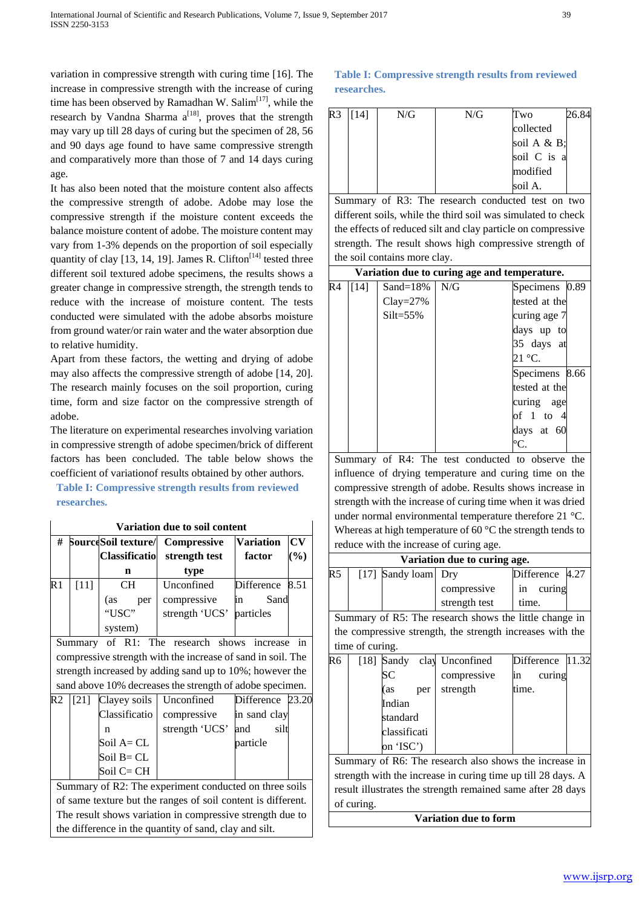variation in compressive strength with curing time [16]. The increase in compressive strength with the increase of curing time has been observed by Ramadhan W. Salim[17], while the research by Vandna Sharma a[18], proves that the strength may vary up till 28 days of curing but the specimen of 28, 56 and 90 days age found to have same compressive strength and comparatively more than those of 7 and 14 days curing age.

It has also been noted that the moisture content also affects the compressive strength of adobe. Adobe may lose the compressive strength if the moisture content exceeds the balance moisture content of adobe. The moisture content may vary from 1-3% depends on the proportion of soil especially quantity of clay [13, 14, 19]. James R. Clifton[14] tested three different soil textured adobe specimens, the results shows a greater change in compressive strength, the strength tends to reduce with the increase of moisture content. The tests conducted were simulated with the adobe absorbs moisture from ground water/or rain water and the water absorption due to relative humidity.

Apart from these factors, the wetting and drying of adobe may also affects the compressive strength of adobe [14, 20]. The research mainly focuses on the soil proportion, curing time, form and size factor on the compressive strength of adobe.

The literature on experimental researches involving variation in compressive strength of adobe specimen/brick of different factors has been concluded. The table below shows the coefficient of variationof results obtained by other authors.

**Table I: Compressive strength results from reviewed researches.**

| # | Source | Soil texture/ Classification | Compressive strength test type | Variation factor | CV (%) |
|---|---|---|---|---|---|
| **Variation due to soil content** | | | | | |
| R1 | [11] | CH (as per "USC" system) | Unconfined compressive strength 'UCS' | Difference in Sand particles | 8.51 |
| Summary of R1: The research shows increase in compressive strength with the increase of sand in soil. The strength increased by adding sand up to 10%; however the sand above 10% decreases the strength of adobe specimen. | | | | | |
| R2 | [21] | Clayey soils Classification Soil A= CL Soil B= CL Soil C= CH | Unconfined compressive strength 'UCS' | Difference in sand clay and silt particle | 23.20 |
| Summary of R2: The experiment conducted on three soils of same texture but the ranges of soil content is different. The result shows variation in compressive strength due to the difference in the quantity of sand, clay and silt. | | | | | |
| R3 | [14] | N/G | N/G | Two collected soil A & B; soil C is a modified soil A. | 26.84 |
| Summary of R3: The research conducted test on two different soils, while the third soil was simulated to check the effects of reduced silt and clay particle on compressive strength. The result shows high compressive strength of the soil contains more clay. | | | | | |
| **Variation due to curing age and temperature.** | | | | | |
| R4 | [14] | Sand=18% Clay=27% Silt=55% | N/G | Specimens tested at the curing age 7 days up to 35 days at 21 °C. | 0.89 |
| | | | | Specimens tested at the curing age of 1 to 4 days at 60 °C. | 8.66 |
| Summary of R4: The test conducted to observe the influence of drying temperature and curing time on the compressive strength of adobe. Results shows increase in strength with the increase of curing time when it was dried under normal environmental temperature therefore 21 °C. Whereas at high temperature of 60 °C the strength tends to reduce with the increase of curing age. | | | | | |
| **Variation due to curing age.** | | | | | |
| R5 | [17] | Sandy loam | Dry compressive strength test | Difference in curing time. | 4.27 |
| Summary of R5: The research shows the little change in the compressive strength, the strength increases with the time of curing. | | | | | |
| R6 | [18] | Sandy clay SC (as per Indian standard classification 'ISC') | Unconfined compressive strength | Difference in curing time. | 11.32 |
| Summary of R6: The research also shows the increase in strength with the increase in curing time up till 28 days. A result illustrates the strength remained same after 28 days of curing. | | | | | |
| **Variation due to form** | | | | | |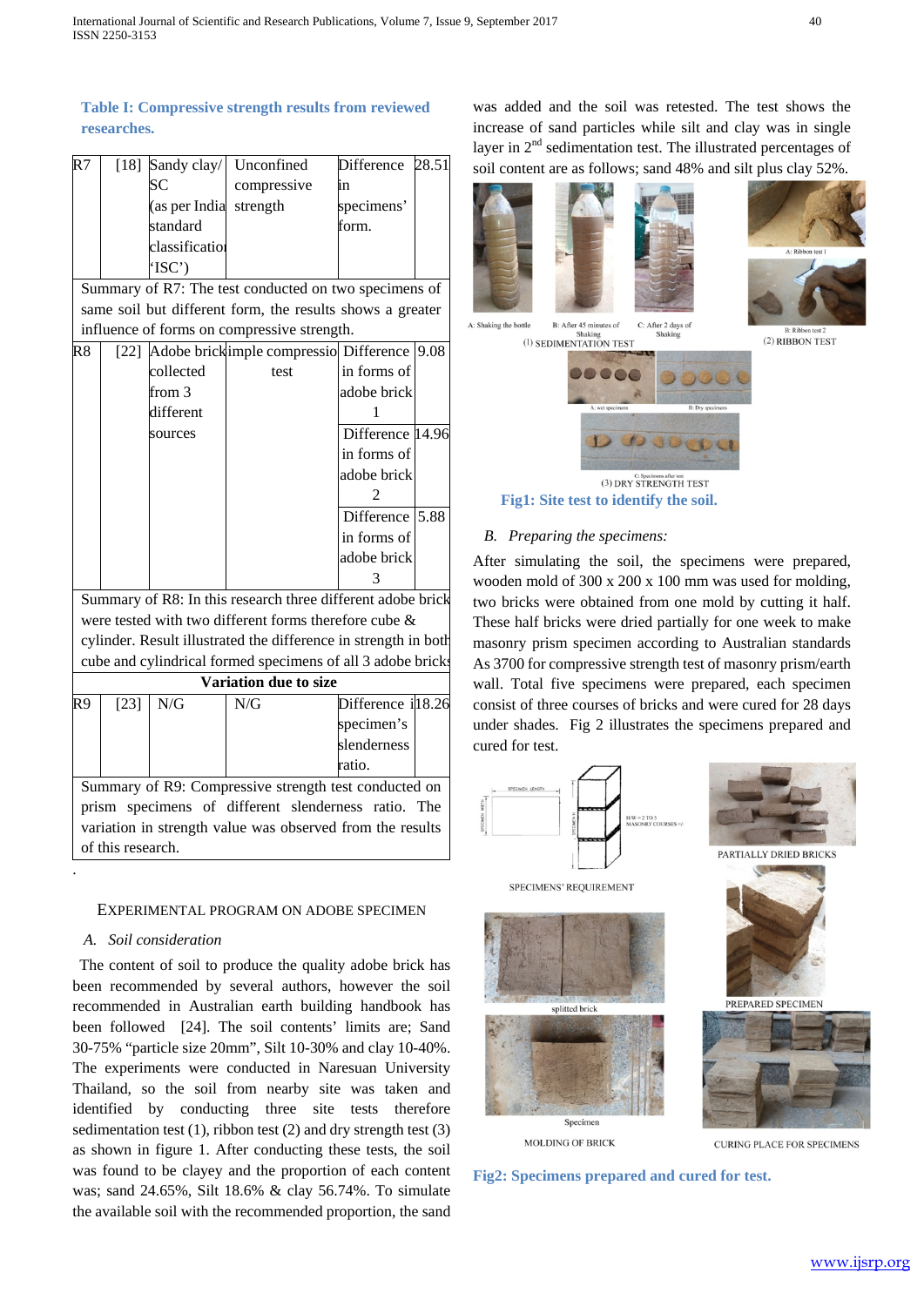**Table I: Compressive strength results from reviewed researches.**

| | | | | | |
|---|---|---|---|---|---|
| R7 | [18] | Sandy clay/ SC (as per India standard classification 'ISC') | Unconfined compressive strength | Difference in specimens' form. | 28.51 |
| Summary of R7: The test conducted on two specimens of same soil but different form, the results shows a greater influence of forms on compressive strength. | | | | | |
| R8 | [22] | Adobe brick collected from 3 different sources | Simple compression test | Difference in forms of adobe brick 1 | 9.08 |
| | | | | Difference in forms of adobe brick 2 | 14.96 |
| | | | | Difference in forms of adobe brick 3 | 5.88 |
| Summary of R8: In this research three different adobe brick were tested with two different forms therefore cube & cylinder. Result illustrated the difference in strength in both cube and cylindrical formed specimens of all 3 adobe bricks | | | | | |
| **Variation due to size** | | | | | |
| R9 | [23] | N/G | N/G | Difference in specimen's slenderness ratio. | 18.26 |
| Summary of R9: Compressive strength test conducted on prism specimens of different slenderness ratio. The variation in strength value was observed from the results of this research. | | | | | |

## EXPERIMENTAL PROGRAM ON ADOBE SPECIMEN

### *A. Soil consideration*

The content of soil to produce the quality adobe brick has been recommended by several authors, however the soil recommended in Australian earth building handbook has been followed [24]. The soil contents' limits are; Sand 30-75% "particle size 20mm", Silt 10-30% and clay 10-40%. The experiments were conducted in Naresuan University Thailand, so the soil from nearby site was taken and identified by conducting three site tests therefore sedimentation test (1), ribbon test (2) and dry strength test (3) as shown in figure 1. After conducting these tests, the soil was found to be clayey and the proportion of each content was; sand 24.65%, Silt 18.6% & clay 56.74%. To simulate the available soil with the recommended proportion, the sand was added and the soil was retested. The test shows the increase of sand particles while silt and clay was in single layer in 2nd sedimentation test. The illustrated percentages of soil content are as follows; sand 48% and silt plus clay 52%.

**Fig1: Site test to identify the soil.**

### *B. Preparing the specimens:*

After simulating the soil, the specimens were prepared, wooden mold of 300 x 200 x 100 mm was used for molding, two bricks were obtained from one mold by cutting it half. These half bricks were dried partially for one week to make masonry prism specimen according to Australian standards As 3700 for compressive strength test of masonry prism/earth wall. Total five specimens were prepared, each specimen consist of three courses of bricks and were cured for 28 days under shades. Fig 2 illustrates the specimens prepared and cured for test.

**Fig2: Specimens prepared and cured for test.**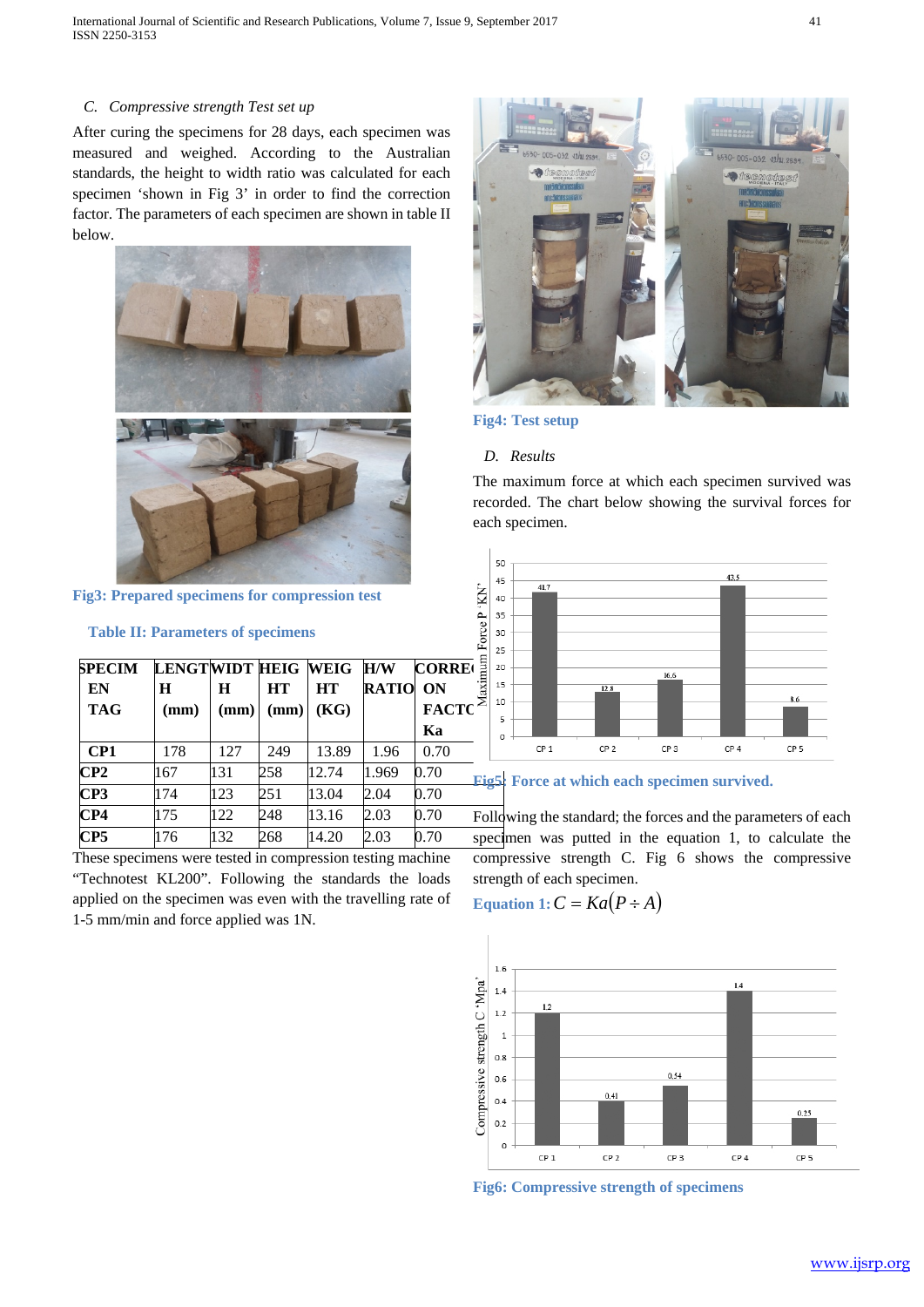### C. Compressive strength Test set up

After curing the specimens for 28 days, each specimen was measured and weighed. According to the Australian standards, the height to width ratio was calculated for each specimen 'shown in Fig 3' in order to find the correction factor. The parameters of each specimen are shown in table II below.

**Fig3: Prepared specimens for compression test**

**Table II: Parameters of specimens**

| SPECIMEN TAG | LENGTH (mm) | WIDTH (mm) | HEIGHT (mm) | WEIGHT (KG) | H/W RATIO | CORRECTION FACTOR Ka |
|---|---|---|---|---|---|---|
| CP1 | 178 | 127 | 249 | 13.89 | 1.96 | 0.70 |
| CP2 | 167 | 131 | 258 | 12.74 | 1.969 | 0.70 |
| CP3 | 174 | 123 | 251 | 13.04 | 2.04 | 0.70 |
| CP4 | 175 | 122 | 248 | 13.16 | 2.03 | 0.70 |
| CP5 | 176 | 132 | 268 | 14.20 | 2.03 | 0.70 |

These specimens were tested in compression testing machine "Technotest KL200". Following the standards the loads applied on the specimen was even with the travelling rate of 1-5 mm/min and force applied was 1N.

**Fig4: Test setup**

### D. Results

The maximum force at which each specimen survived was recorded. The chart below showing the survival forces for each specimen.

**Fig5: Force at which each specimen survived.**

Following the standard; the forces and the parameters of each specimen was putted in the equation 1, to calculate the compressive strength C. Fig 6 shows the compressive strength of each specimen.

**Equation 1:** $C = Ka(P \div A)$

**Fig6: Compressive strength of specimens**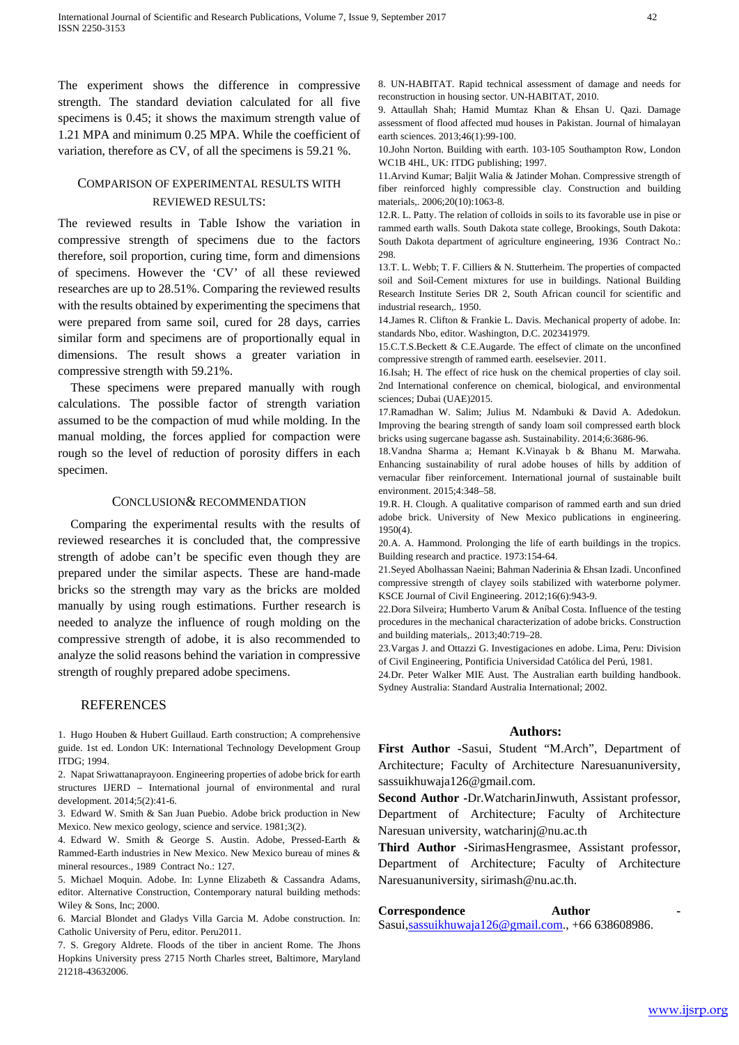The experiment shows the difference in compressive strength. The standard deviation calculated for all five specimens is 0.45; it shows the maximum strength value of 1.21 MPA and minimum 0.25 MPA. While the coefficient of variation, therefore as CV, of all the specimens is 59.21 %.

## Comparison of Experimental Results with Reviewed Results:

The reviewed results in Table Ishow the variation in compressive strength of specimens due to the factors therefore, soil proportion, curing time, form and dimensions of specimens. However the 'CV' of all these reviewed researches are up to 28.51%. Comparing the reviewed results with the results obtained by experimenting the specimens that were prepared from same soil, cured for 28 days, carries similar form and specimens are of proportionally equal in dimensions. The result shows a greater variation in compressive strength with 59.21%.

These specimens were prepared manually with rough calculations. The possible factor of strength variation assumed to be the compaction of mud while molding. In the manual molding, the forces applied for compaction were rough so the level of reduction of porosity differs in each specimen.

## Conclusion& Recommendation

Comparing the experimental results with the results of reviewed researches it is concluded that, the compressive strength of adobe can't be specific even though they are prepared under the similar aspects. These are hand-made bricks so the strength may vary as the bricks are molded manually by using rough estimations. Further research is needed to analyze the influence of rough molding on the compressive strength of adobe, it is also recommended to analyze the solid reasons behind the variation in compressive strength of roughly prepared adobe specimens.

## References

1. Hugo Houben & Hubert Guillaud. Earth construction; A comprehensive guide. 1st ed. London UK: International Technology Development Group ITDG; 1994.
2. Napat Sriwattanaprayoon. Engineering properties of adobe brick for earth structures IJERD – International journal of environmental and rural development. 2014;5(2):41-6.
3. Edward W. Smith & San Juan Puebio. Adobe brick production in New Mexico. New mexico geology, science and service. 1981;3(2).
4. Edward W. Smith & George S. Austin. Adobe, Pressed-Earth & Rammed-Earth industries in New Mexico. New Mexico bureau of mines & mineral resources., 1989 Contract No.: 127.
5. Michael Moquin. Adobe. In: Lynne Elizabeth & Cassandra Adams, editor. Alternative Construction, Contemporary natural building methods: Wiley & Sons, Inc; 2000.
6. Marcial Blondet and Gladys Villa Garcia M. Adobe construction. In: Catholic University of Peru, editor. Peru2011.
7. S. Gregory Aldrete. Floods of the tiber in ancient Rome. The Jhons Hopkins University press 2715 North Charles street, Baltimore, Maryland 21218-43632006.
8. UN-HABITAT. Rapid technical assessment of damage and needs for reconstruction in housing sector. UN-HABITAT, 2010.
9. Attaullah Shah; Hamid Mumtaz Khan & Ehsan U. Qazi. Damage assessment of flood affected mud houses in Pakistan. Journal of himalayan earth sciences. 2013;46(1):99-100.
10.John Norton. Building with earth. 103-105 Southampton Row, London WC1B 4HL, UK: ITDG publishing; 1997.
11.Arvind Kumar; Baljit Walia & Jatinder Mohan. Compressive strength of fiber reinforced highly compressible clay. Construction and building materials,. 2006;20(10):1063-8.
12.R. L. Patty. The relation of colloids in soils to its favorable use in pise or rammed earth walls. South Dakota state college, Brookings, South Dakota: South Dakota department of agriculture engineering, 1936 Contract No.: 298.
13.T. L. Webb; T. F. Cilliers & N. Stutterheim. The properties of compacted soil and Soil-Cement mixtures for use in buildings. National Building Research Institute Series DR 2, South African council for scientific and industrial research,. 1950.
14.James R. Clifton & Frankie L. Davis. Mechanical property of adobe. In: standards Nbo, editor. Washington, D.C. 202341979.
15.C.T.S.Beckett & C.E.Augarde. The effect of climate on the unconfined compressive strength of rammed earth. eeselsevier. 2011.
16.Isah; H. The effect of rice husk on the chemical properties of clay soil. 2nd International conference on chemical, biological, and environmental sciences; Dubai (UAE)2015.
17.Ramadhan W. Salim; Julius M. Ndambuki & David A. Adedokun. Improving the bearing strength of sandy loam soil compressed earth block bricks using sugercane bagasse ash. Sustainability. 2014;6:3686-96.
18.Vandna Sharma a; Hemant K.Vinayak b & Bhanu M. Marwaha. Enhancing sustainability of rural adobe houses of hills by addition of vernacular fiber reinforcement. International journal of sustainable built environment. 2015;4:348–58.
19.R. H. Clough. A qualitative comparison of rammed earth and sun dried adobe brick. University of New Mexico publications in engineering. 1950(4).
20.A. A. Hammond. Prolonging the life of earth buildings in the tropics. Building research and practice. 1973:154-64.
21.Seyed Abolhassan Naeini; Bahman Naderinia & Ehsan Izadi. Unconfined compressive strength of clayey soils stabilized with waterborne polymer. KSCE Journal of Civil Engineering. 2012;16(6):943-9.
22.Dora Silveira; Humberto Varum & Aníbal Costa. Influence of the testing procedures in the mechanical characterization of adobe bricks. Construction and building materials,. 2013;40:719–28.
23.Vargas J. and Ottazzi G. Investigaciones en adobe. Lima, Peru: Division of Civil Engineering, Pontificia Universidad Católica del Perú, 1981.
24.Dr. Peter Walker MIE Aust. The Australian earth building handbook. Sydney Australia: Standard Australia International; 2002.

## Authors:

**First Author** -Sasui, Student "M.Arch", Department of Architecture; Faculty of Architecture Naresuanuniversity, sassuikhuwaja126@gmail.com.

**Second Author** -Dr.WatcharinJinwuth, Assistant professor, Department of Architecture; Faculty of Architecture Naresuan university, watcharinj@nu.ac.th

**Third Author** -SirimasHengrasmee, Assistant professor, Department of Architecture; Faculty of Architecture Naresuanuniversity, sirimash@nu.ac.th.

**Correspondence Author** - Sasui,sassuikhuwaja126@gmail.com., +66 638608986.